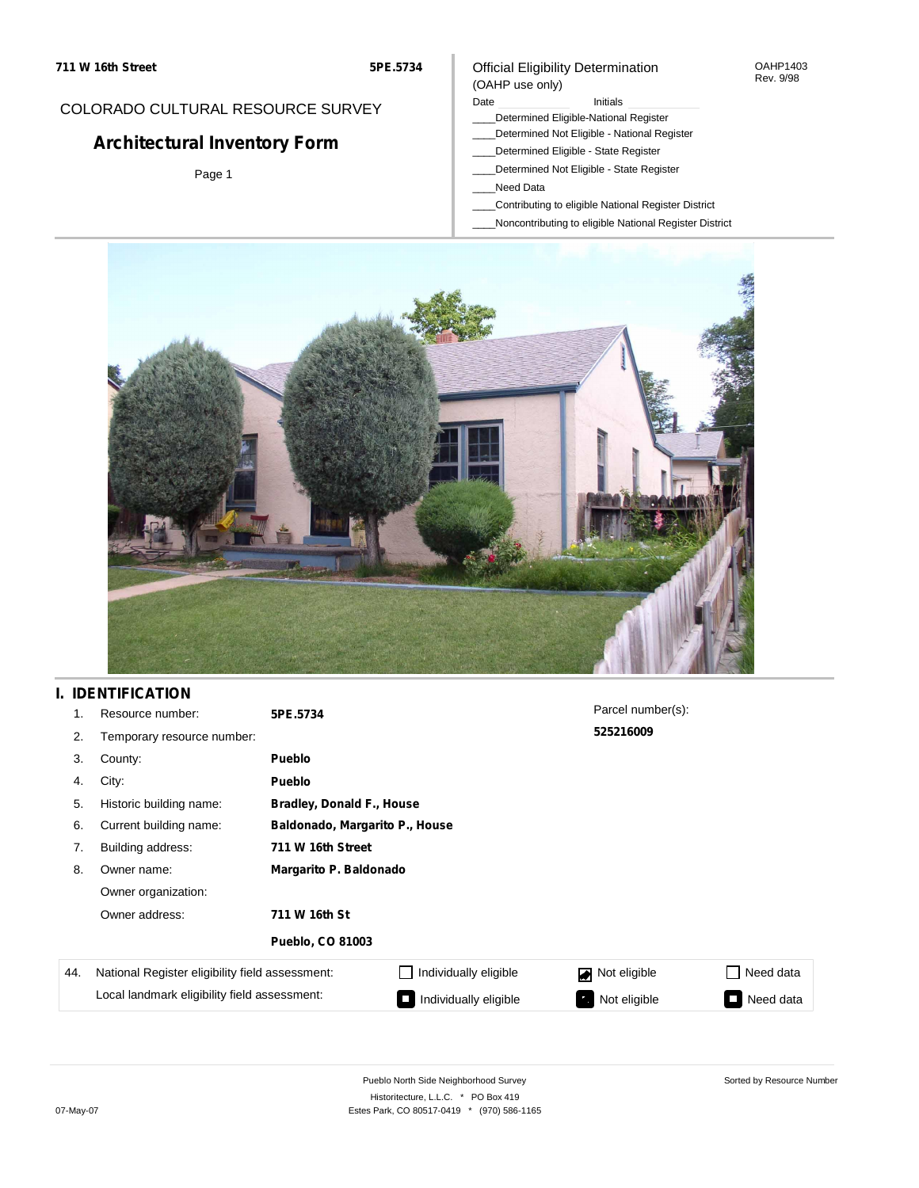# COLORADO CULTURAL RESOURCE SURVEY

## Architectural Inventory Form

Official Eligibility Determination
(OAHP use only)

OAHP1403
Rev. 9/98

Date ____________ Initials ____________

____Determined Eligible-National Register
____Determined Not Eligible - National Register
____Determined Eligible - State Register
____Determined Not Eligible - State Register
____Need Data
____Contributing to eligible National Register District
____Noncontributing to eligible National Register District

## I. IDENTIFICATION

| | | |
|---|---|---|
| 1. | Resource number: | **5PE.5734** |
| 2. | Temporary resource number: | |
| 3. | County: | **Pueblo** |
| 4. | City: | **Pueblo** |
| 5. | Historic building name: | **Bradley, Donald F., House** |
| 6. | Current building name: | **Baldonado, Margarito P., House** |
| 7. | Building address: | **711 W 16th Street** |
| 8. | Owner name: | **Margarito P. Baldonado** |
| | Owner organization: | |
| | Owner address: | **711 W 16th St** |
| | | **Pueblo, CO 81003** |

Parcel number(s):
**525216009**

| 44. | | | | |
|---|---|---|---|---|
| National Register eligibility field assessment: | ☐ Individually eligible | ☑ Not eligible | ☐ Need data |
| Local landmark eligibility field assessment: | ■ Individually eligible | ■ Not eligible | ■ Need data |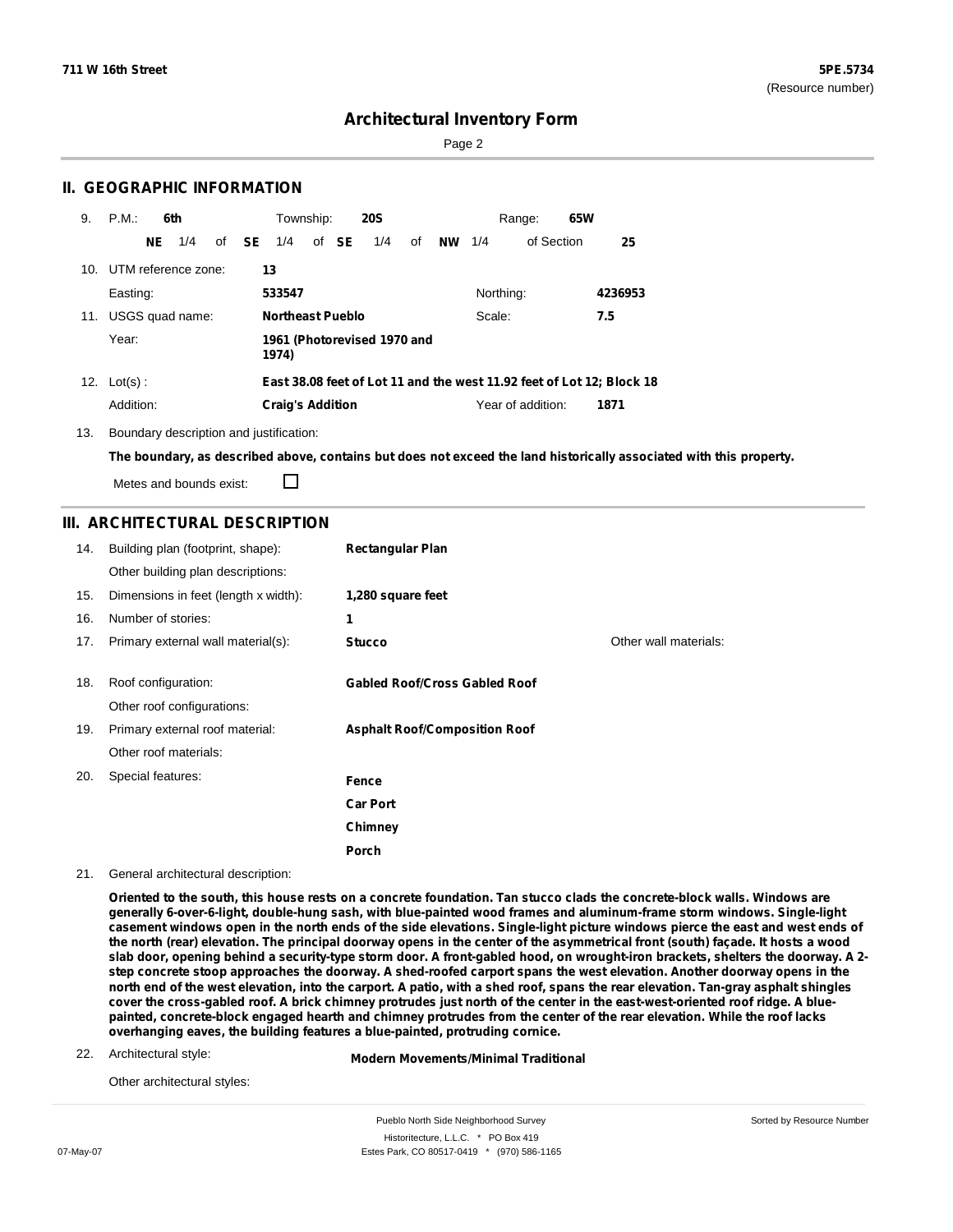# Architectural Inventory Form

## II. GEOGRAPHIC INFORMATION

9. P.M.: **6th** Township: **20S** Range: **65W**

**NE** 1/4 of **SE** 1/4 of **SE** 1/4 of **NW** 1/4 of Section **25**

10. UTM reference zone: **13**

Easting: **533547** Northing: **4236953**

11. USGS quad name: **Northeast Pueblo** Scale: **7.5**

Year: **1961 (Photorevised 1970 and 1974)**

12. Lot(s) : **East 38.08 feet of Lot 11 and the west 11.92 feet of Lot 12; Block 18**

Addition: **Craig's Addition** Year of addition: **1871**

13. Boundary description and justification:

**The boundary, as described above, contains but does not exceed the land historically associated with this property.**

Metes and bounds exist: ☐

## III. ARCHITECTURAL DESCRIPTION

14. Building plan (footprint, shape): **Rectangular Plan**

Other building plan descriptions:

15. Dimensions in feet (length x width): **1,280 square feet**

16. Number of stories: **1**

17. Primary external wall material(s): **Stucco** Other wall materials:

18. Roof configuration: **Gabled Roof/Cross Gabled Roof**

Other roof configurations:

19. Primary external roof material: **Asphalt Roof/Composition Roof**

Other roof materials:

20. Special features:
- **Fence**
- **Car Port**
- **Chimney**
- **Porch**

21. General architectural description:

**Oriented to the south, this house rests on a concrete foundation. Tan stucco clads the concrete-block walls. Windows are generally 6-over-6-light, double-hung sash, with blue-painted wood frames and aluminum-frame storm windows. Single-light casement windows open in the north ends of the side elevations. Single-light picture windows pierce the east and west ends of the north (rear) elevation. The principal doorway opens in the center of the asymmetrical front (south) façade. It hosts a wood slab door, opening behind a security-type storm door. A front-gabled hood, on wrought-iron brackets, shelters the doorway. A 2-step concrete stoop approaches the doorway. A shed-roofed carport spans the west elevation. Another doorway opens in the north end of the west elevation, into the carport. A patio, with a shed roof, spans the rear elevation. Tan-gray asphalt shingles cover the cross-gabled roof. A brick chimney protrudes just north of the center in the east-west-oriented roof ridge. A blue-painted, concrete-block engaged hearth and chimney protrudes from the center of the rear elevation. While the roof lacks overhanging eaves, the building features a blue-painted, protruding cornice.**

22. Architectural style: **Modern Movements/Minimal Traditional**

Other architectural styles: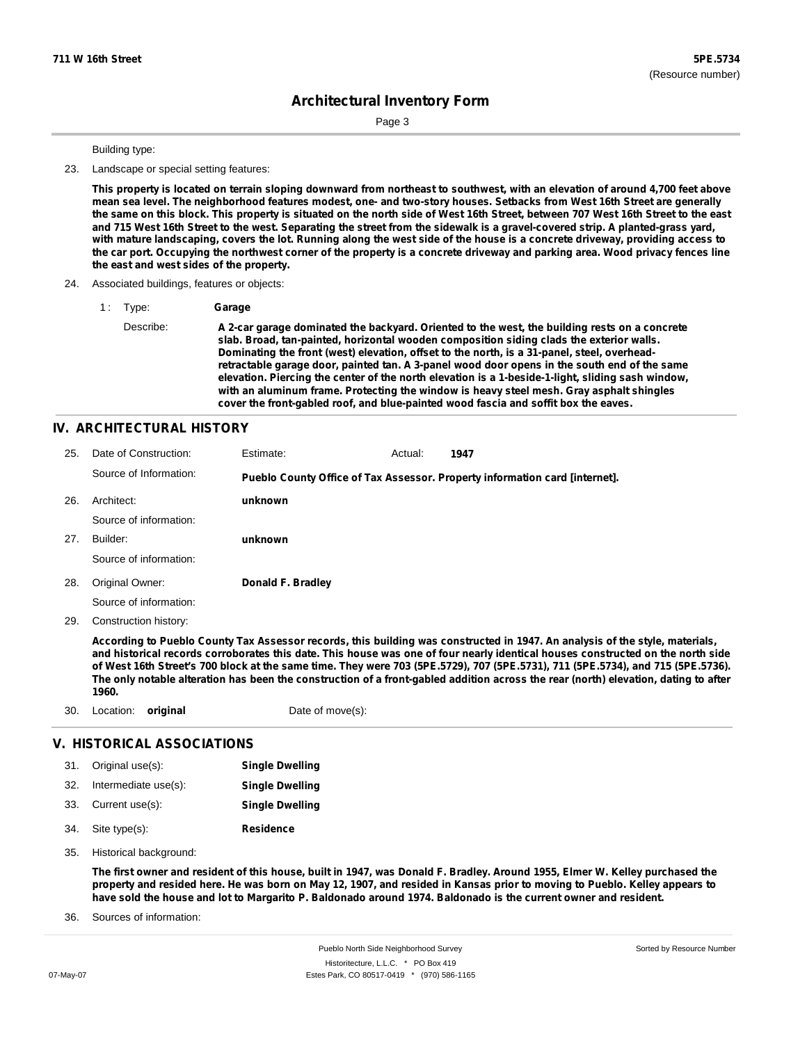Building type:

23. Landscape or special setting features:

**This property is located on terrain sloping downward from northeast to southwest, with an elevation of around 4,700 feet above mean sea level. The neighborhood features modest, one- and two-story houses. Setbacks from West 16th Street are generally the same on this block. This property is situated on the north side of West 16th Street, between 707 West 16th Street to the east and 715 West 16th Street to the west. Separating the street from the sidewalk is a gravel-covered strip. A planted-grass yard, with mature landscaping, covers the lot. Running along the west side of the house is a concrete driveway, providing access to the car port. Occupying the northwest corner of the property is a concrete driveway and parking area. Wood privacy fences line the east and west sides of the property.**

24. Associated buildings, features or objects:

1 : Type: **Garage**

Describe: **A 2-car garage dominated the backyard. Oriented to the west, the building rests on a concrete slab. Broad, tan-painted, horizontal wooden composition siding clads the exterior walls. Dominating the front (west) elevation, offset to the north, is a 31-panel, steel, overhead-retractable garage door, painted tan. A 3-panel wood door opens in the south end of the same elevation. Piercing the center of the north elevation is a 1-beside-1-light, sliding sash window, with an aluminum frame. Protecting the window is heavy steel mesh. Gray asphalt shingles cover the front-gabled roof, and blue-painted wood fascia and soffit box the eaves.**

## IV. ARCHITECTURAL HISTORY

25. Date of Construction: Estimate: Actual: **1947**

Source of Information: **Pueblo County Office of Tax Assessor. Property information card [internet].**

26. Architect: **unknown**

Source of information:

27. Builder: **unknown**

Source of information:

28. Original Owner: **Donald F. Bradley**

Source of information:

29. Construction history:

**According to Pueblo County Tax Assessor records, this building was constructed in 1947. An analysis of the style, materials, and historical records corroborates this date. This house was one of four nearly identical houses constructed on the north side of West 16th Street's 700 block at the same time. They were 703 (5PE.5729), 707 (5PE.5731), 711 (5PE.5734), and 715 (5PE.5736). The only notable alteration has been the construction of a front-gabled addition across the rear (north) elevation, dating to after 1960.**

30. Location: **original** Date of move(s):

## V. HISTORICAL ASSOCIATIONS

31. Original use(s): **Single Dwelling**
32. Intermediate use(s): **Single Dwelling**
33. Current use(s): **Single Dwelling**
34. Site type(s): **Residence**
35. Historical background:

**The first owner and resident of this house, built in 1947, was Donald F. Bradley. Around 1955, Elmer W. Kelley purchased the property and resided here. He was born on May 12, 1907, and resided in Kansas prior to moving to Pueblo. Kelley appears to have sold the house and lot to Margarito P. Baldonado around 1974. Baldonado is the current owner and resident.**

36. Sources of information: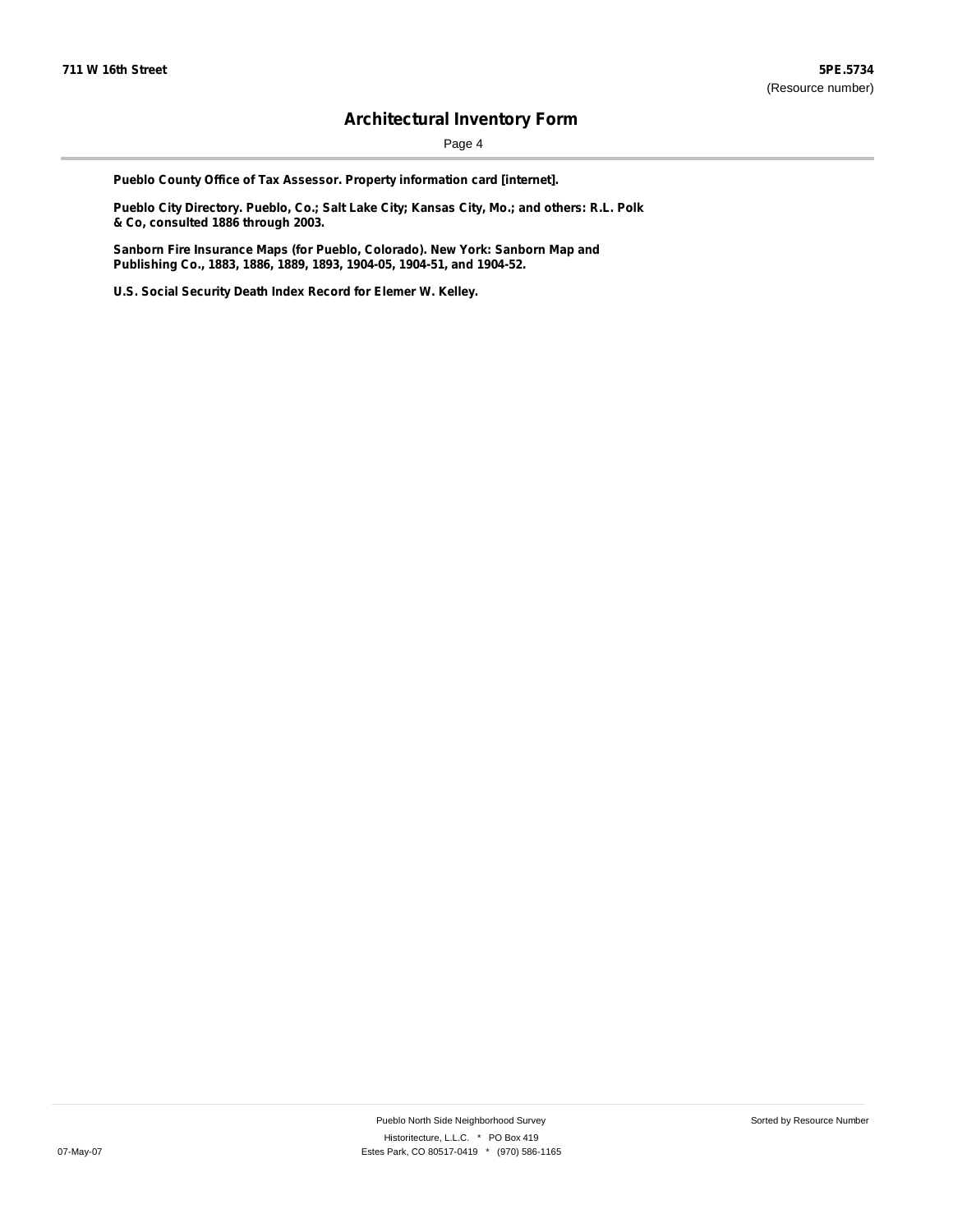**Pueblo County Office of Tax Assessor. Property information card [internet].**

**Pueblo City Directory. Pueblo, Co.; Salt Lake City; Kansas City, Mo.; and others: R.L. Polk & Co, consulted 1886 through 2003.**

**Sanborn Fire Insurance Maps (for Pueblo, Colorado). New York: Sanborn Map and Publishing Co., 1883, 1886, 1889, 1893, 1904-05, 1904-51, and 1904-52.**

**U.S. Social Security Death Index Record for Elemer W. Kelley.**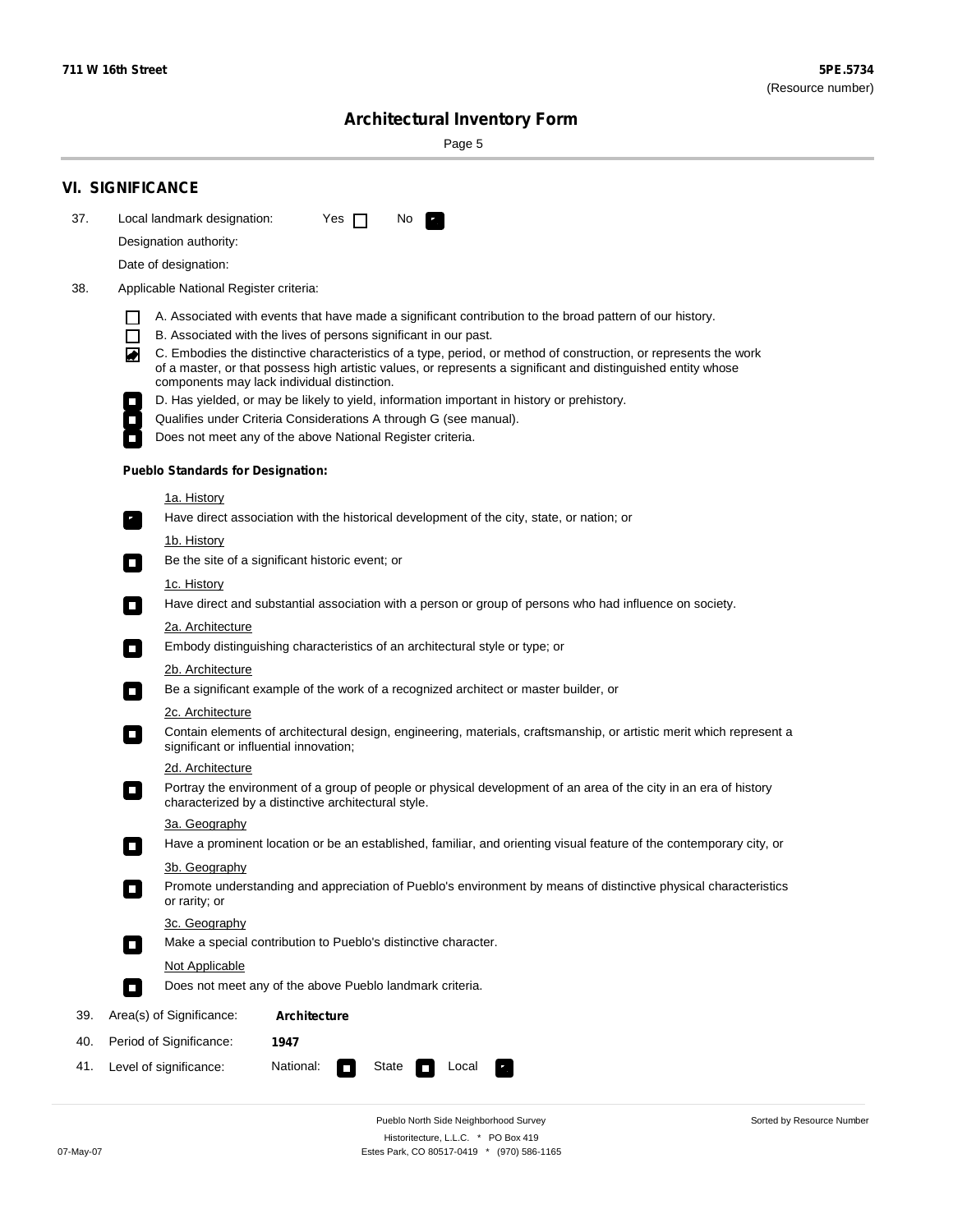## VI. SIGNIFICANCE

37. Local landmark designation: Yes ☐ No ☑

Designation authority:

Date of designation:

38. Applicable National Register criteria:

- ☐ A. Associated with events that have made a significant contribution to the broad pattern of our history.
- ☐ B. Associated with the lives of persons significant in our past.
- ☑ C. Embodies the distinctive characteristics of a type, period, or method of construction, or represents the work of a master, or that possess high artistic values, or represents a significant and distinguished entity whose components may lack individual distinction.
- ☐ D. Has yielded, or may be likely to yield, information important in history or prehistory.
- ☐ Qualifies under Criteria Considerations A through G (see manual).
- ☐ Does not meet any of the above National Register criteria.

**Pueblo Standards for Designation:**

1a. History
- ☑ Have direct association with the historical development of the city, state, or nation; or

1b. History
- ☐ Be the site of a significant historic event; or

1c. History
- ☐ Have direct and substantial association with a person or group of persons who had influence on society.

2a. Architecture
- ☐ Embody distinguishing characteristics of an architectural style or type; or

2b. Architecture
- ☐ Be a significant example of the work of a recognized architect or master builder, or

2c. Architecture
- ☐ Contain elements of architectural design, engineering, materials, craftsmanship, or artistic merit which represent a significant or influential innovation;

2d. Architecture
- ☐ Portray the environment of a group of people or physical development of an area of the city in an era of history characterized by a distinctive architectural style.

3a. Geography
- ☐ Have a prominent location or be an established, familiar, and orienting visual feature of the contemporary city, or

3b. Geography
- ☐ Promote understanding and appreciation of Pueblo's environment by means of distinctive physical characteristics or rarity; or

3c. Geography
- ☐ Make a special contribution to Pueblo's distinctive character.

Not Applicable
- ☐ Does not meet any of the above Pueblo landmark criteria.

39. Area(s) of Significance: **Architecture**

40. Period of Significance: **1947**

41. Level of significance: National: ☐ State ☐ Local ☑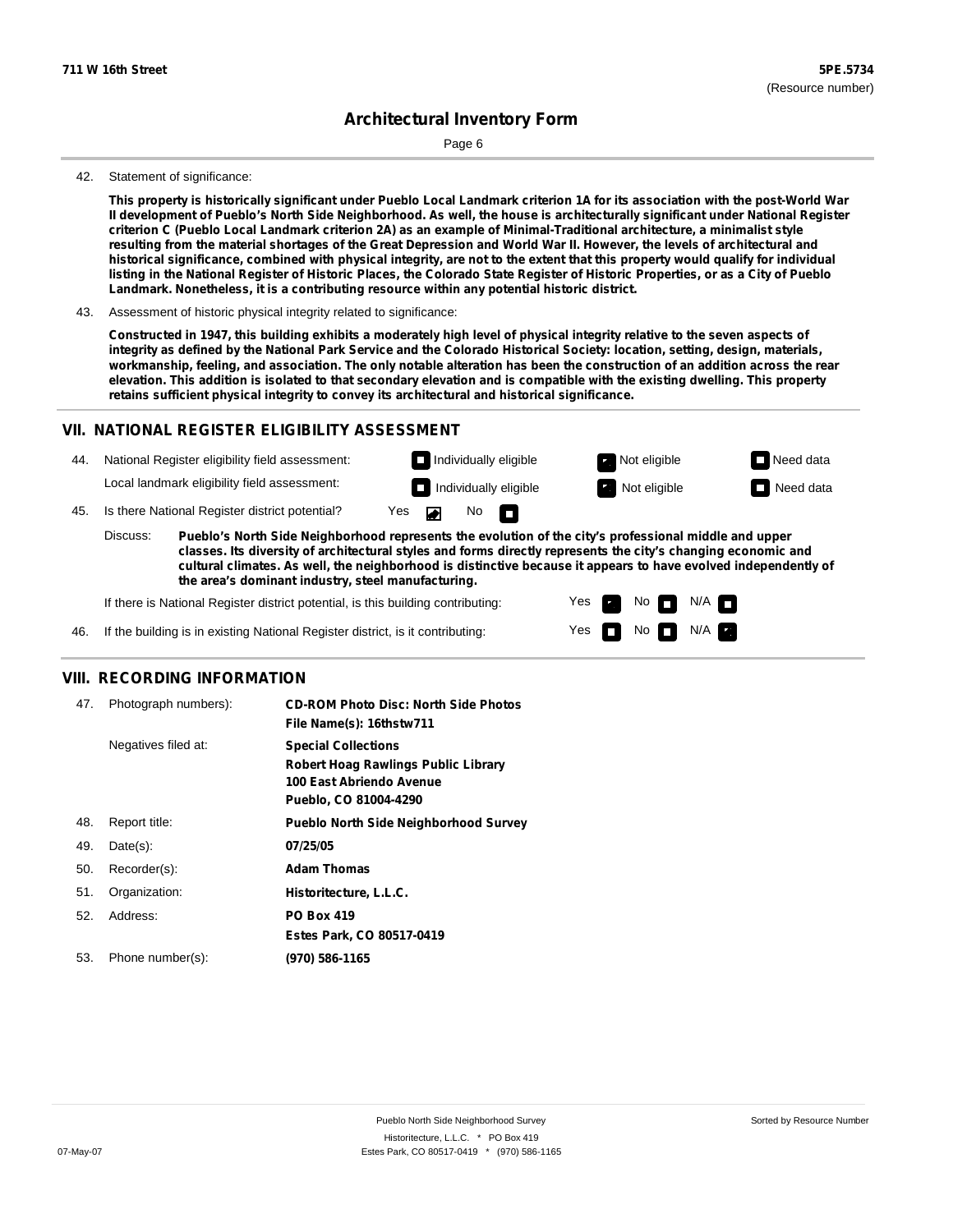42. Statement of significance:

**This property is historically significant under Pueblo Local Landmark criterion 1A for its association with the post-World War II development of Pueblo's North Side Neighborhood. As well, the house is architecturally significant under National Register criterion C (Pueblo Local Landmark criterion 2A) as an example of Minimal-Traditional architecture, a minimalist style resulting from the material shortages of the Great Depression and World War II. However, the levels of architectural and historical significance, combined with physical integrity, are not to the extent that this property would qualify for individual listing in the National Register of Historic Places, the Colorado State Register of Historic Properties, or as a City of Pueblo Landmark. Nonetheless, it is a contributing resource within any potential historic district.**

43. Assessment of historic physical integrity related to significance:

**Constructed in 1947, this building exhibits a moderately high level of physical integrity relative to the seven aspects of integrity as defined by the National Park Service and the Colorado Historical Society: location, setting, design, materials, workmanship, feeling, and association. The only notable alteration has been the construction of an addition across the rear elevation. This addition is isolated to that secondary elevation and is compatible with the existing dwelling. This property retains sufficient physical integrity to convey its architectural and historical significance.**

## VII. NATIONAL REGISTER ELIGIBILITY ASSESSMENT

44. National Register eligibility field assessment: ☐ Individually eligible ☒ Not eligible ☐ Need data

Local landmark eligibility field assessment: ☐ Individually eligible ☒ Not eligible ☐ Need data

45. Is there National Register district potential? Yes ☒ No ☐

Discuss: **Pueblo's North Side Neighborhood represents the evolution of the city's professional middle and upper classes. Its diversity of architectural styles and forms directly represents the city's changing economic and cultural climates. As well, the neighborhood is distinctive because it appears to have evolved independently of the area's dominant industry, steel manufacturing.**

If there is National Register district potential, is this building contributing: Yes ☒ No ☐ N/A ☐

46. If the building is in existing National Register district, is it contributing: Yes ☐ No ☐ N/A ☒

## VIII. RECORDING INFORMATION

47. Photograph numbers): **CD-ROM Photo Disc: North Side Photos**
**File Name(s): 16thstw711**

Negatives filed at: **Special Collections**
**Robert Hoag Rawlings Public Library**
**100 East Abriendo Avenue**
**Pueblo, CO 81004-4290**

48. Report title: **Pueblo North Side Neighborhood Survey**

49. Date(s): **07/25/05**

50. Recorder(s): **Adam Thomas**

51. Organization: **Historitecture, L.L.C.**

52. Address: **PO Box 419**
**Estes Park, CO 80517-0419**

53. Phone number(s): **(970) 586-1165**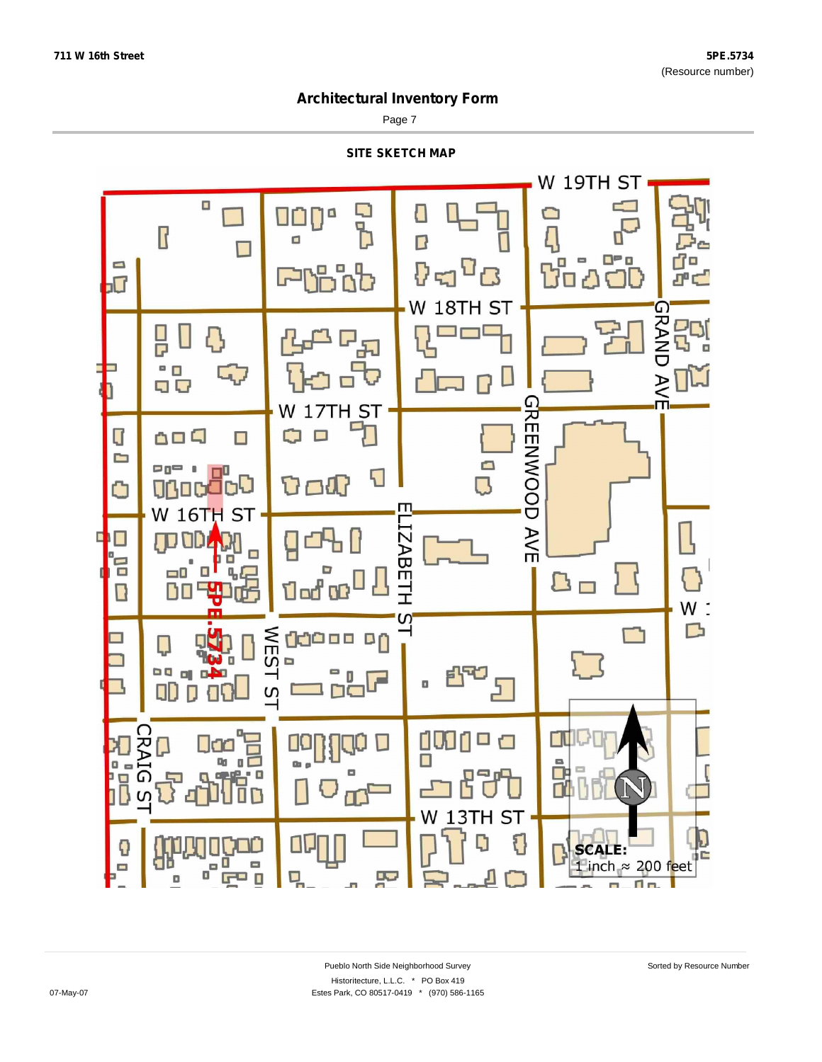# Architectural Inventory Form

## SITE SKETCH MAP

W 19TH ST

W 18TH ST

W 17TH ST

W 16TH ST

GRAND AVE

GREENWOOD AVE

ELIZABETH ST

WEST ST

CRAIG ST

W 13TH ST

5PE.5734

SCALE:
1 inch ≈ 200 feet

Pueblo North Side Neighborhood Survey
Historitecture, L.L.C. * PO Box 419
Estes Park, CO 80517-0419 * (970) 586-1165

Sorted by Resource Number

07-May-07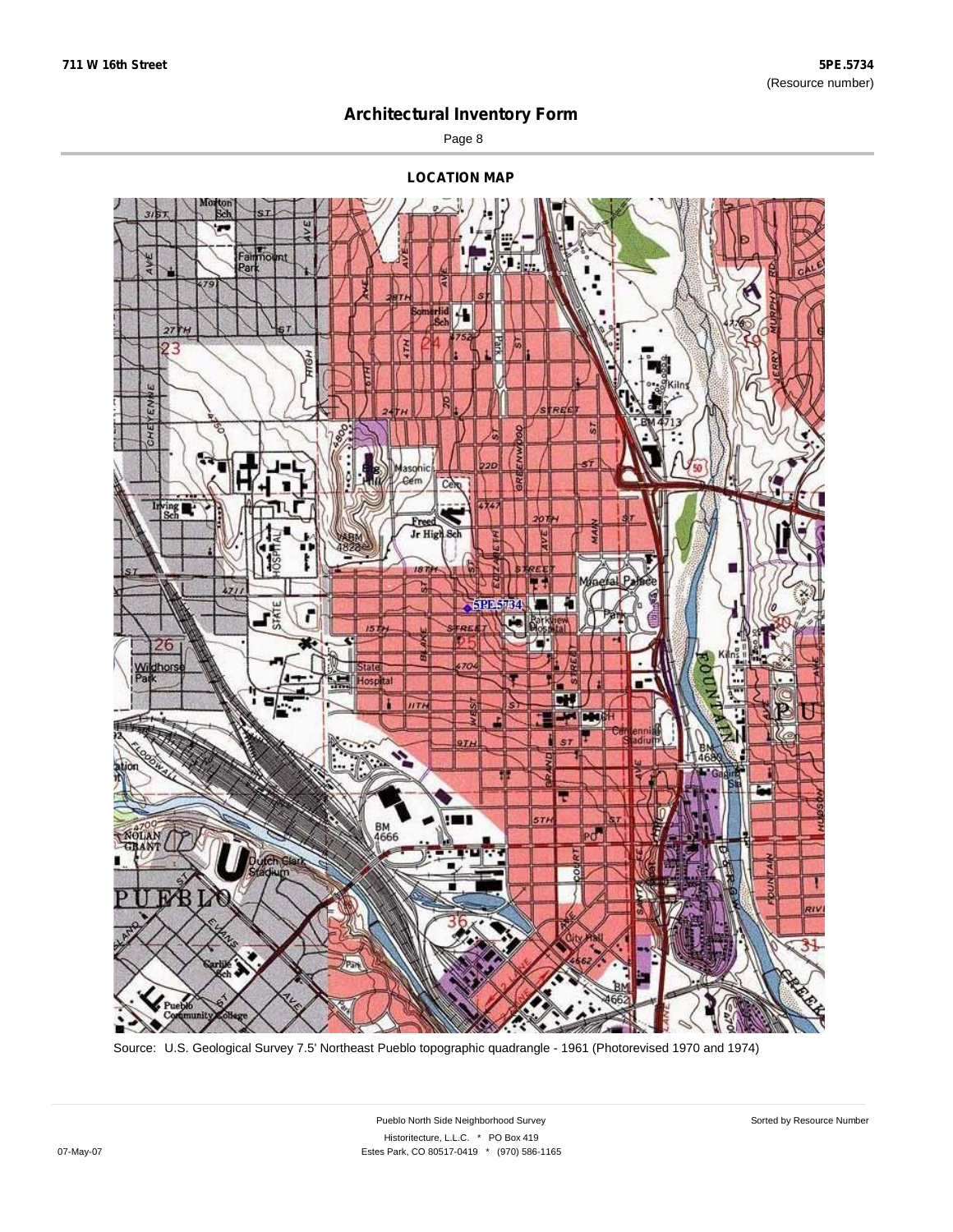# Architectural Inventory Form

## LOCATION MAP

Source: U.S. Geological Survey 7.5' Northeast Pueblo topographic quadrangle - 1961 (Photorevised 1970 and 1974)